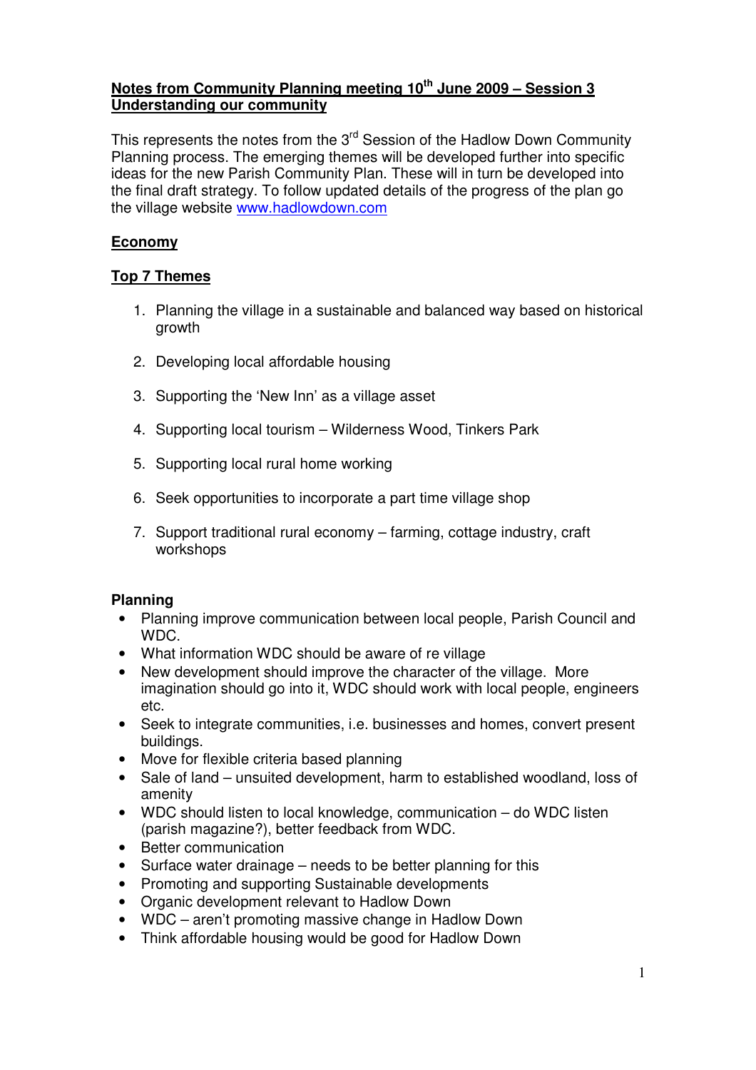# Notes from Community Planning meeting 10th June 2009 – Session 3 Understanding our community

This represents the notes from the 3rd Session of the Hadlow Down Community Planning process. The emerging themes will be developed further into specific ideas for the new Parish Community Plan. These will in turn be developed into the final draft strategy. To follow updated details of the progress of the plan go the village website www.hadlowdown.com

## Economy

### Top 7 Themes

1. Planning the village in a sustainable and balanced way based on historical growth
2. Developing local affordable housing
3. Supporting the 'New Inn' as a village asset
4. Supporting local tourism – Wilderness Wood, Tinkers Park
5. Supporting local rural home working
6. Seek opportunities to incorporate a part time village shop
7. Support traditional rural economy – farming, cottage industry, craft workshops

### Planning

- Planning improve communication between local people, Parish Council and WDC.
- What information WDC should be aware of re village
- New development should improve the character of the village. More imagination should go into it, WDC should work with local people, engineers etc.
- Seek to integrate communities, i.e. businesses and homes, convert present buildings.
- Move for flexible criteria based planning
- Sale of land – unsuited development, harm to established woodland, loss of amenity
- WDC should listen to local knowledge, communication – do WDC listen (parish magazine?), better feedback from WDC.
- Better communication
- Surface water drainage – needs to be better planning for this
- Promoting and supporting Sustainable developments
- Organic development relevant to Hadlow Down
- WDC – aren't promoting massive change in Hadlow Down
- Think affordable housing would be good for Hadlow Down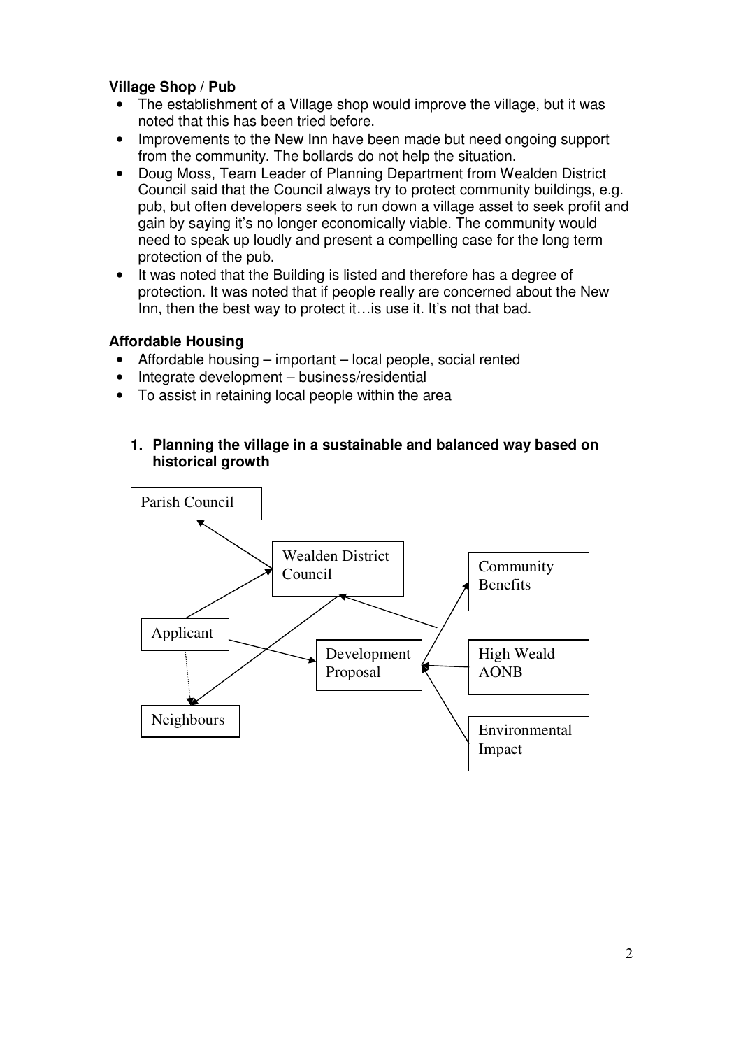**Village Shop / Pub**

- The establishment of a Village shop would improve the village, but it was noted that this has been tried before.
- Improvements to the New Inn have been made but need ongoing support from the community. The bollards do not help the situation.
- Doug Moss, Team Leader of Planning Department from Wealden District Council said that the Council always try to protect community buildings, e.g. pub, but often developers seek to run down a village asset to seek profit and gain by saying it's no longer economically viable. The community would need to speak up loudly and present a compelling case for the long term protection of the pub.
- It was noted that the Building is listed and therefore has a degree of protection. It was noted that if people really are concerned about the New Inn, then the best way to protect it…is use it. It's not that bad.

**Affordable Housing**

- Affordable housing – important – local people, social rented
- Integrate development – business/residential
- To assist in retaining local people within the area

1. **Planning the village in a sustainable and balanced way based on historical growth**

Parish Council

Wealden District Council

Community Benefits

Applicant

Development Proposal

High Weald AONB

Neighbours

Environmental Impact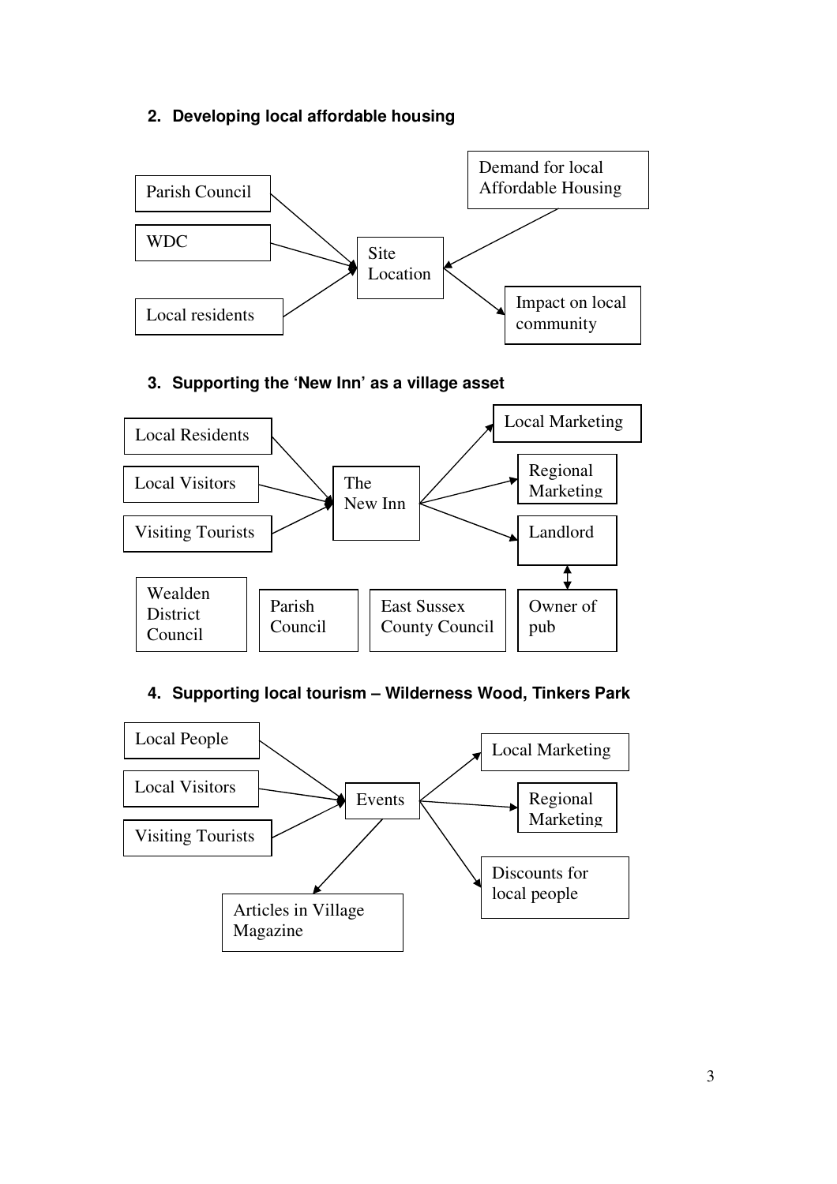## 2. Developing local affordable housing

Parish Council

WDC

Local residents

Site Location

Demand for local Affordable Housing

Impact on local community

## 3. Supporting the 'New Inn' as a village asset

Local Residents

Local Visitors

Visiting Tourists

The New Inn

Local Marketing

Regional Marketing

Landlord

Wealden District Council

Parish Council

East Sussex County Council

Owner of pub

## 4. Supporting local tourism – Wilderness Wood, Tinkers Park

Local People

Local Visitors

Visiting Tourists

Events

Local Marketing

Regional Marketing

Discounts for local people

Articles in Village Magazine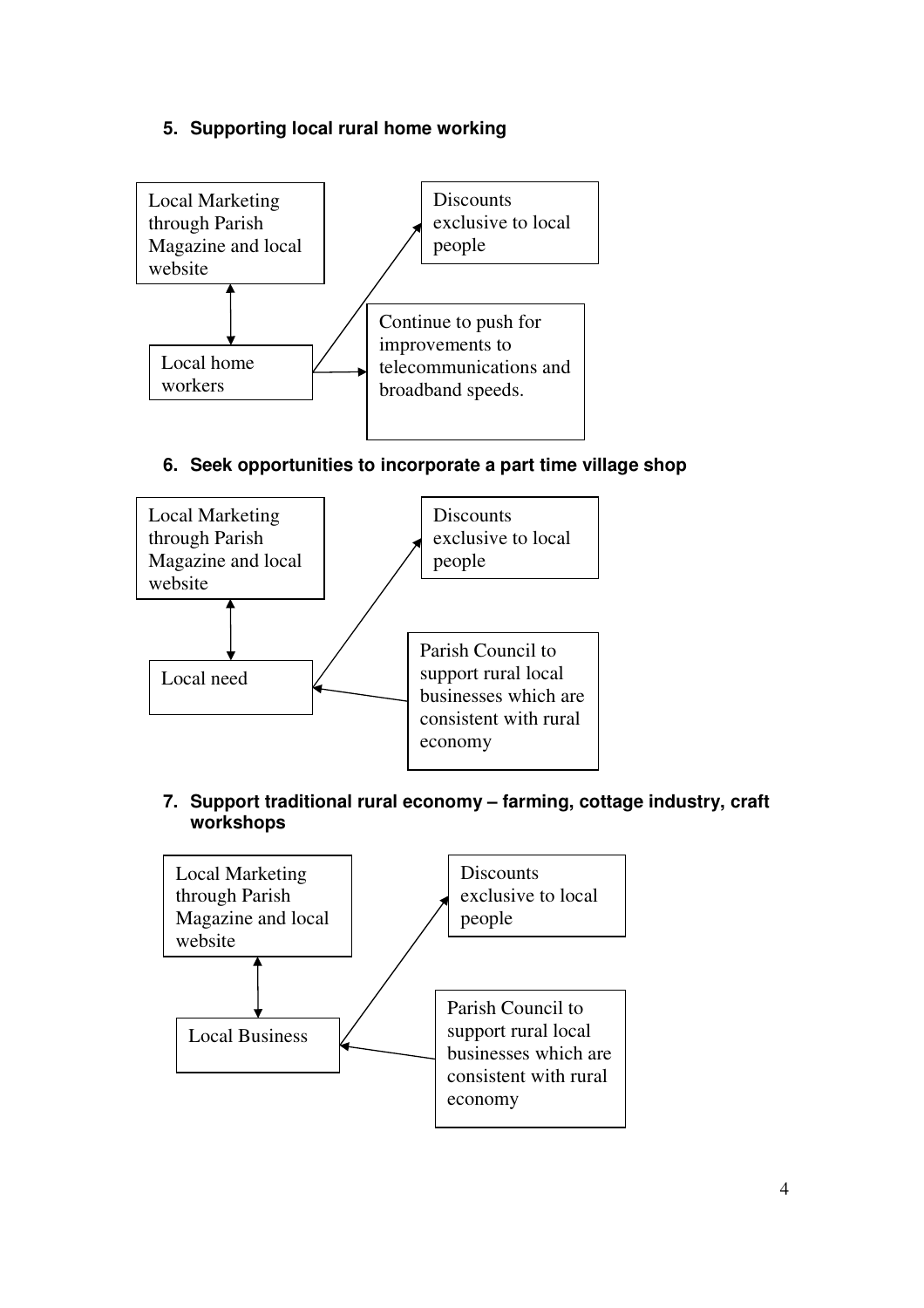5. **Supporting local rural home working**

Local Marketing through Parish Magazine and local website

Local home workers

Discounts exclusive to local people

Continue to push for improvements to telecommunications and broadband speeds.

6. **Seek opportunities to incorporate a part time village shop**

Local Marketing through Parish Magazine and local website

Local need

Discounts exclusive to local people

Parish Council to support rural local businesses which are consistent with rural economy

7. **Support traditional rural economy – farming, cottage industry, craft workshops**

Local Marketing through Parish Magazine and local website

Local Business

Discounts exclusive to local people

Parish Council to support rural local businesses which are consistent with rural economy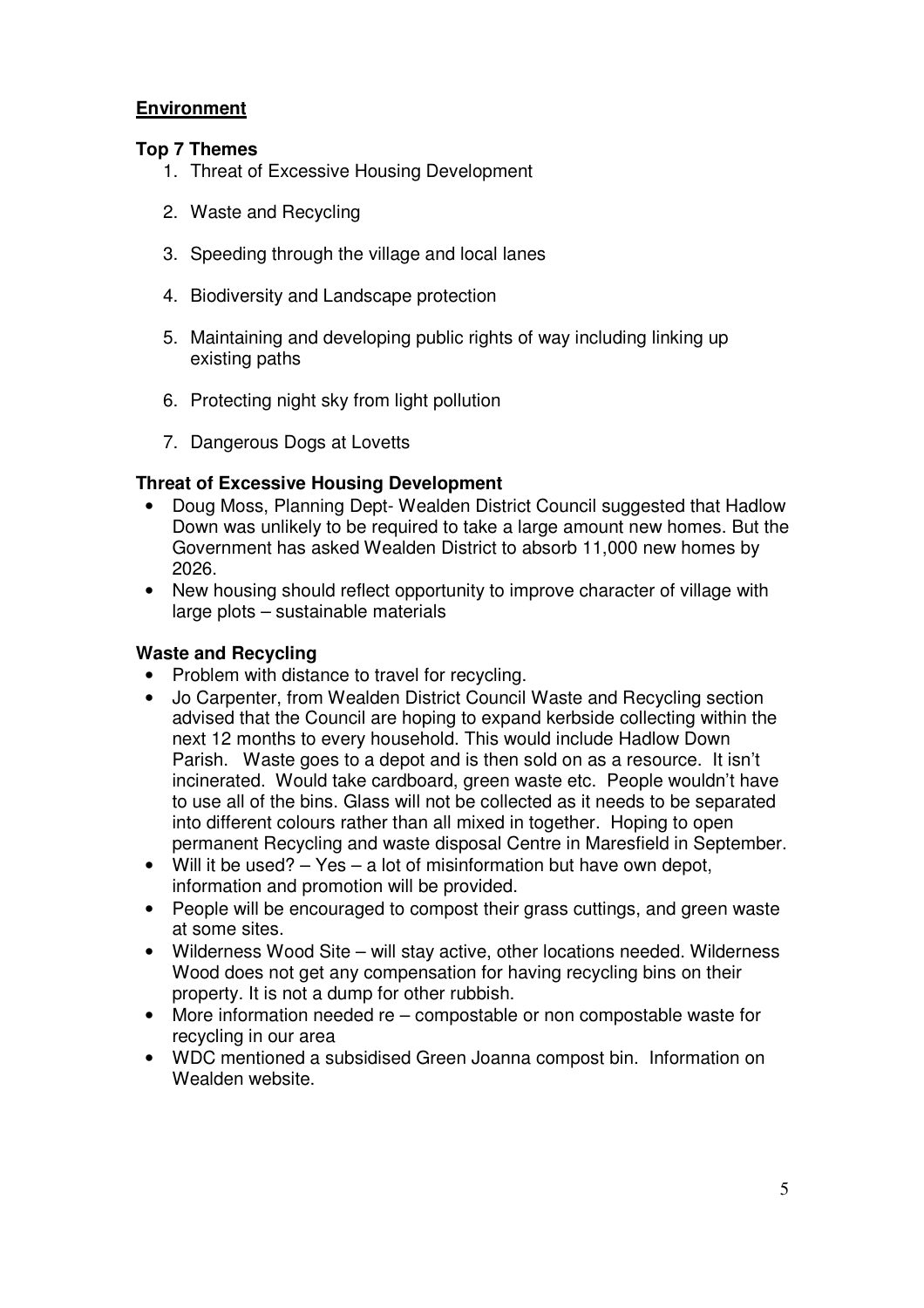## Environment

### Top 7 Themes

1. Threat of Excessive Housing Development
2. Waste and Recycling
3. Speeding through the village and local lanes
4. Biodiversity and Landscape protection
5. Maintaining and developing public rights of way including linking up existing paths
6. Protecting night sky from light pollution
7. Dangerous Dogs at Lovetts

### Threat of Excessive Housing Development

- Doug Moss, Planning Dept- Wealden District Council suggested that Hadlow Down was unlikely to be required to take a large amount new homes. But the Government has asked Wealden District to absorb 11,000 new homes by 2026.
- New housing should reflect opportunity to improve character of village with large plots – sustainable materials

### Waste and Recycling

- Problem with distance to travel for recycling.
- Jo Carpenter, from Wealden District Council Waste and Recycling section advised that the Council are hoping to expand kerbside collecting within the next 12 months to every household. This would include Hadlow Down Parish. Waste goes to a depot and is then sold on as a resource. It isn't incinerated. Would take cardboard, green waste etc. People wouldn't have to use all of the bins. Glass will not be collected as it needs to be separated into different colours rather than all mixed in together. Hoping to open permanent Recycling and waste disposal Centre in Maresfield in September.
- Will it be used? – Yes – a lot of misinformation but have own depot, information and promotion will be provided.
- People will be encouraged to compost their grass cuttings, and green waste at some sites.
- Wilderness Wood Site – will stay active, other locations needed. Wilderness Wood does not get any compensation for having recycling bins on their property. It is not a dump for other rubbish.
- More information needed re – compostable or non compostable waste for recycling in our area
- WDC mentioned a subsidised Green Joanna compost bin. Information on Wealden website.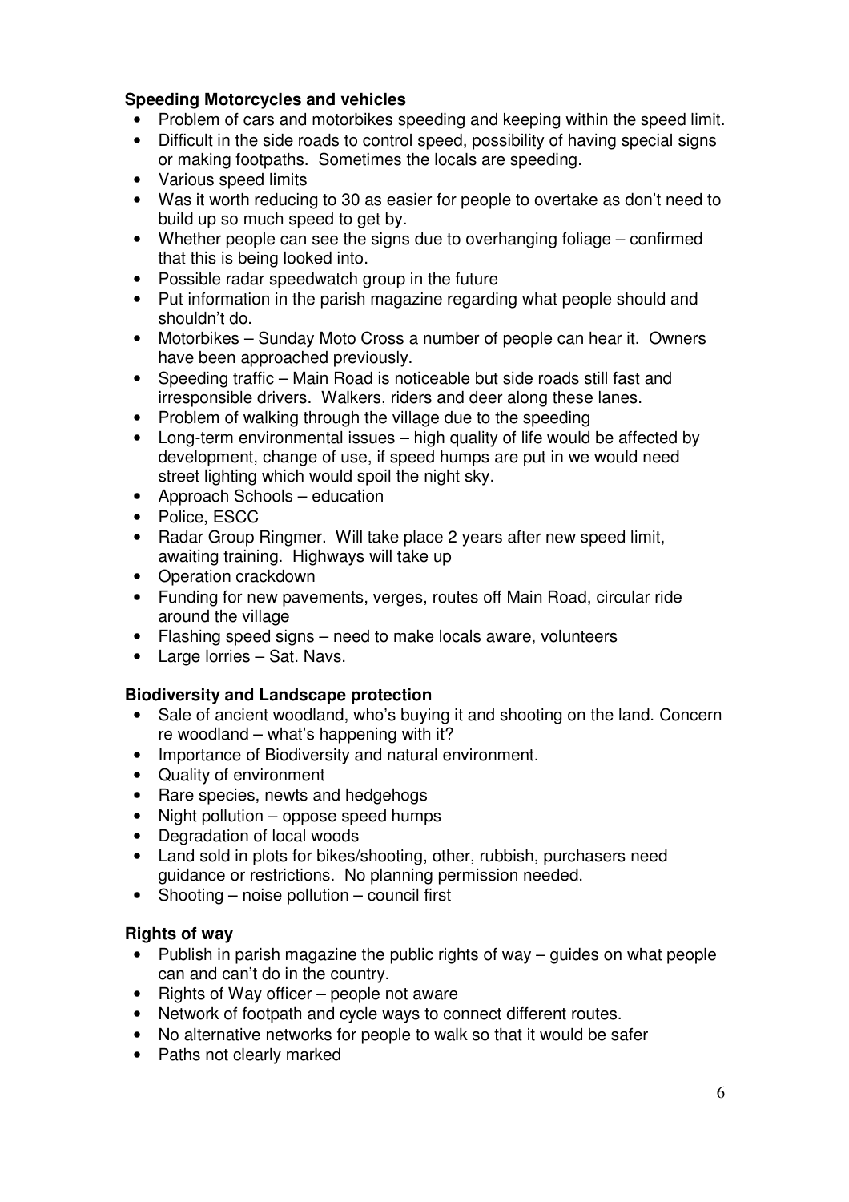**Speeding Motorcycles and vehicles**

- Problem of cars and motorbikes speeding and keeping within the speed limit.
- Difficult in the side roads to control speed, possibility of having special signs or making footpaths. Sometimes the locals are speeding.
- Various speed limits
- Was it worth reducing to 30 as easier for people to overtake as don't need to build up so much speed to get by.
- Whether people can see the signs due to overhanging foliage – confirmed that this is being looked into.
- Possible radar speedwatch group in the future
- Put information in the parish magazine regarding what people should and shouldn't do.
- Motorbikes – Sunday Moto Cross a number of people can hear it. Owners have been approached previously.
- Speeding traffic – Main Road is noticeable but side roads still fast and irresponsible drivers. Walkers, riders and deer along these lanes.
- Problem of walking through the village due to the speeding
- Long-term environmental issues – high quality of life would be affected by development, change of use, if speed humps are put in we would need street lighting which would spoil the night sky.
- Approach Schools – education
- Police, ESCC
- Radar Group Ringmer. Will take place 2 years after new speed limit, awaiting training. Highways will take up
- Operation crackdown
- Funding for new pavements, verges, routes off Main Road, circular ride around the village
- Flashing speed signs – need to make locals aware, volunteers
- Large lorries – Sat. Navs.

**Biodiversity and Landscape protection**

- Sale of ancient woodland, who's buying it and shooting on the land. Concern re woodland – what's happening with it?
- Importance of Biodiversity and natural environment.
- Quality of environment
- Rare species, newts and hedgehogs
- Night pollution – oppose speed humps
- Degradation of local woods
- Land sold in plots for bikes/shooting, other, rubbish, purchasers need guidance or restrictions. No planning permission needed.
- Shooting – noise pollution – council first

**Rights of way**

- Publish in parish magazine the public rights of way – guides on what people can and can't do in the country.
- Rights of Way officer – people not aware
- Network of footpath and cycle ways to connect different routes.
- No alternative networks for people to walk so that it would be safer
- Paths not clearly marked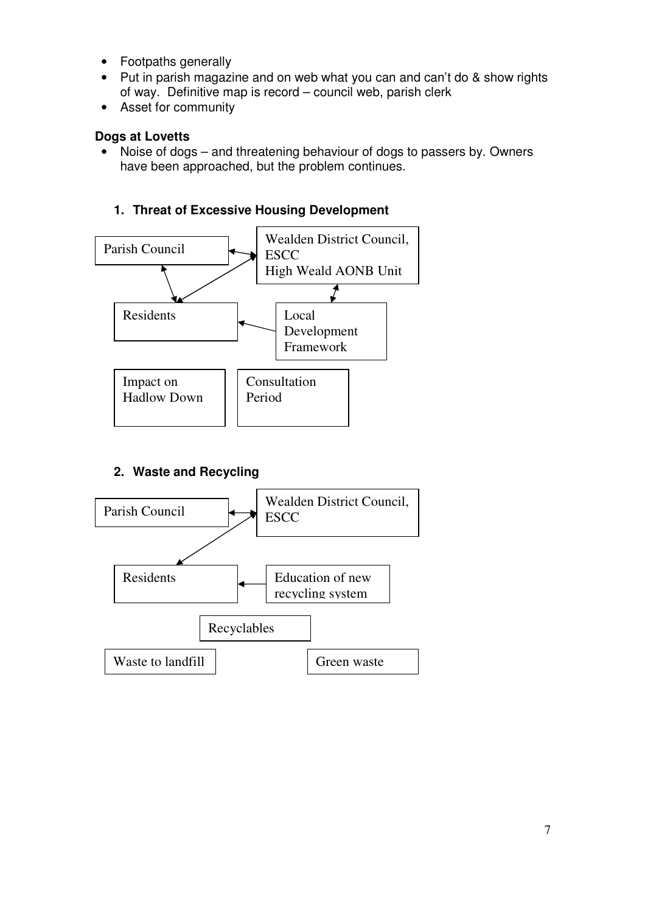- Footpaths generally
- Put in parish magazine and on web what you can and can't do & show rights of way. Definitive map is record – council web, parish clerk
- Asset for community

**Dogs at Lovetts**

- Noise of dogs – and threatening behaviour of dogs to passers by. Owners have been approached, but the problem continues.

1. **Threat of Excessive Housing Development**

Parish Council

Wealden District Council, ESCC
High Weald AONB Unit

Residents

Local Development Framework

Impact on Hadlow Down

Consultation Period

2. **Waste and Recycling**

Parish Council

Wealden District Council, ESCC

Residents

Education of new recycling system

Recyclables

Waste to landfill

Green waste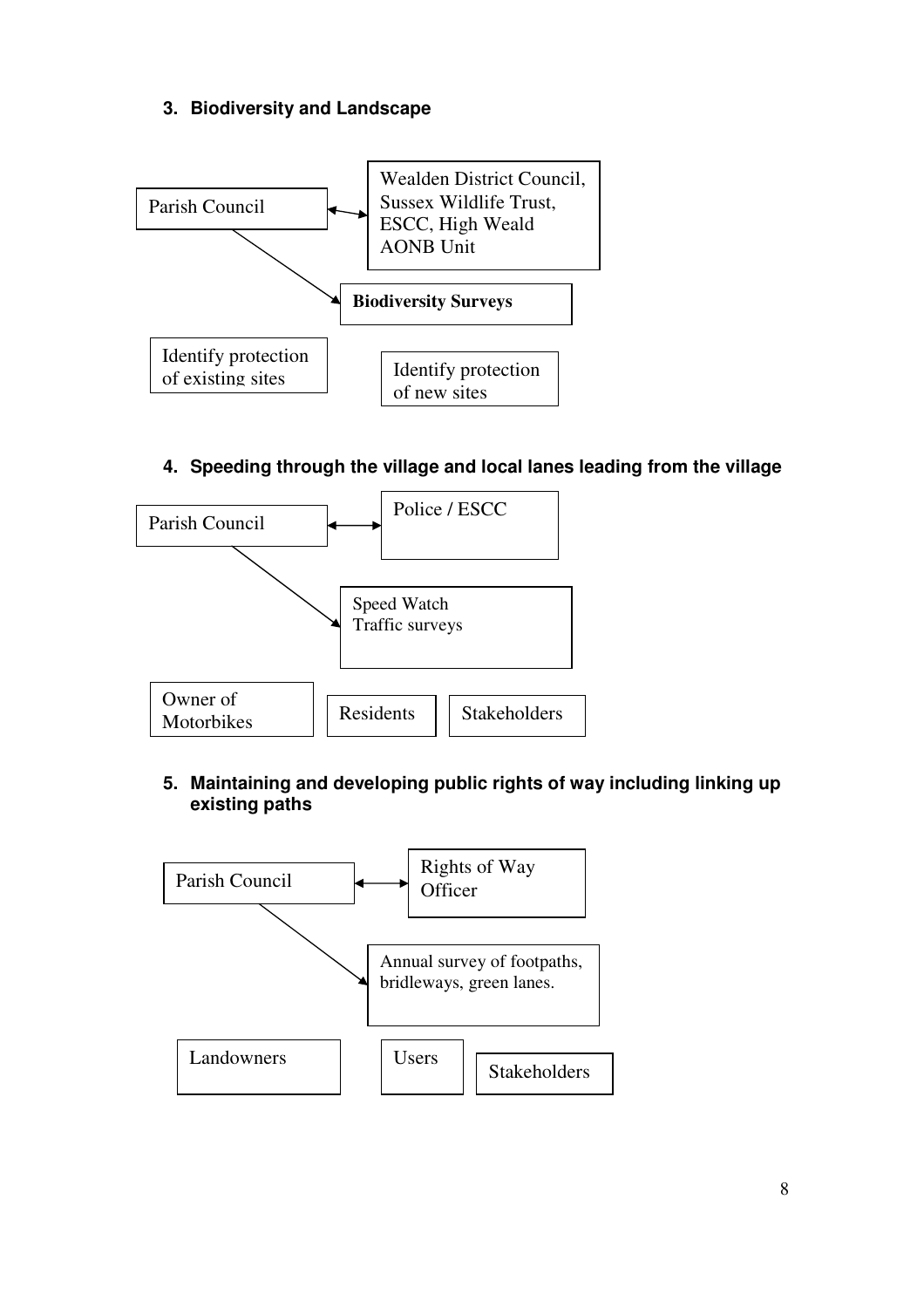### 3. Biodiversity and Landscape

Parish Council ↔ Wealden District Council, Sussex Wildlife Trust, ESCC, High Weald AONB Unit

Parish Council → **Biodiversity Surveys**

Identify protection of existing sites

Identify protection of new sites

### 4. Speeding through the village and local lanes leading from the village

Parish Council ↔ Police / ESCC

Parish Council → Speed Watch
Traffic surveys

Owner of Motorbikes

Residents

Stakeholders

### 5. Maintaining and developing public rights of way including linking up existing paths

Parish Council ↔ Rights of Way Officer

Parish Council → Annual survey of footpaths, bridleways, green lanes.

Landowners

Users

Stakeholders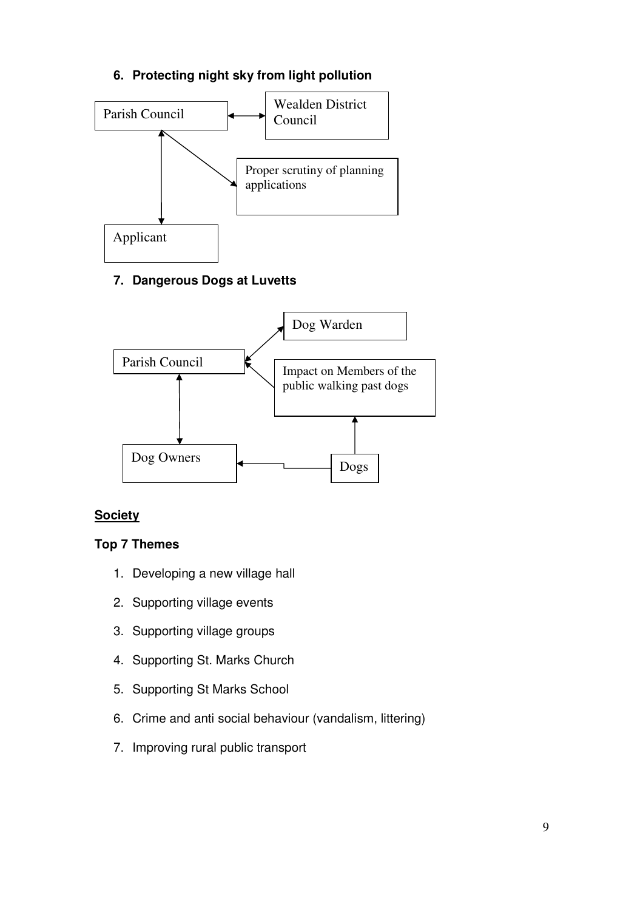6. **Protecting night sky from light pollution**

Parish Council

Wealden District Council

Proper scrutiny of planning applications

Applicant

7. **Dangerous Dogs at Luvetts**

Dog Warden

Parish Council

Impact on Members of the public walking past dogs

Dog Owners

Dogs

## Society

### Top 7 Themes

1. Developing a new village hall
2. Supporting village events
3. Supporting village groups
4. Supporting St. Marks Church
5. Supporting St Marks School
6. Crime and anti social behaviour (vandalism, littering)
7. Improving rural public transport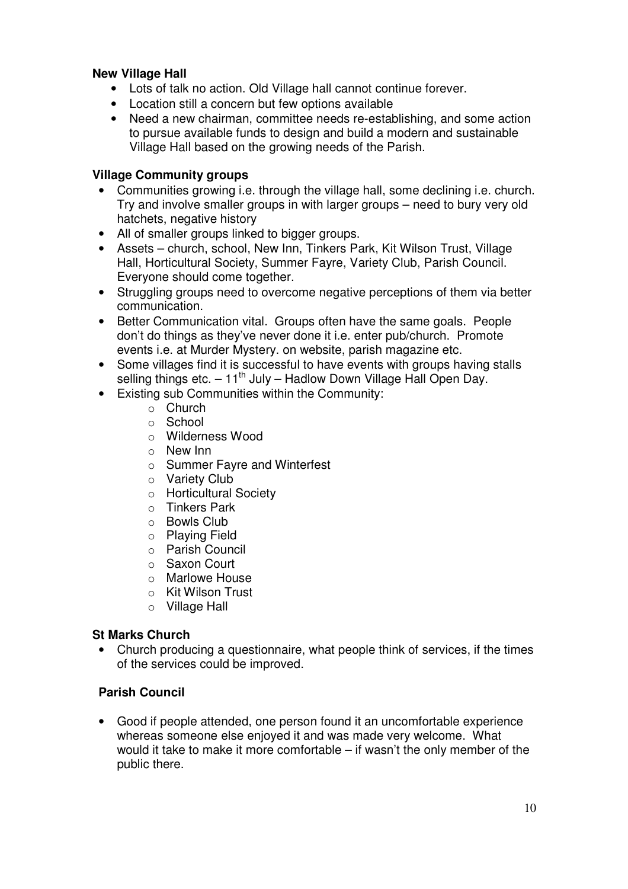**New Village Hall**

- Lots of talk no action. Old Village hall cannot continue forever.
- Location still a concern but few options available
- Need a new chairman, committee needs re-establishing, and some action to pursue available funds to design and build a modern and sustainable Village Hall based on the growing needs of the Parish.

**Village Community groups**

- Communities growing i.e. through the village hall, some declining i.e. church. Try and involve smaller groups in with larger groups – need to bury very old hatchets, negative history
- All of smaller groups linked to bigger groups.
- Assets – church, school, New Inn, Tinkers Park, Kit Wilson Trust, Village Hall, Horticultural Society, Summer Fayre, Variety Club, Parish Council. Everyone should come together.
- Struggling groups need to overcome negative perceptions of them via better communication.
- Better Communication vital. Groups often have the same goals. People don't do things as they've never done it i.e. enter pub/church. Promote events i.e. at Murder Mystery. on website, parish magazine etc.
- Some villages find it is successful to have events with groups having stalls selling things etc. – 11th July – Hadlow Down Village Hall Open Day.
- Existing sub Communities within the Community:
  - Church
  - School
  - Wilderness Wood
  - New Inn
  - Summer Fayre and Winterfest
  - Variety Club
  - Horticultural Society
  - Tinkers Park
  - Bowls Club
  - Playing Field
  - Parish Council
  - Saxon Court
  - Marlowe House
  - Kit Wilson Trust
  - Village Hall

**St Marks Church**

- Church producing a questionnaire, what people think of services, if the times of the services could be improved.

**Parish Council**

- Good if people attended, one person found it an uncomfortable experience whereas someone else enjoyed it and was made very welcome. What would it take to make it more comfortable – if wasn't the only member of the public there.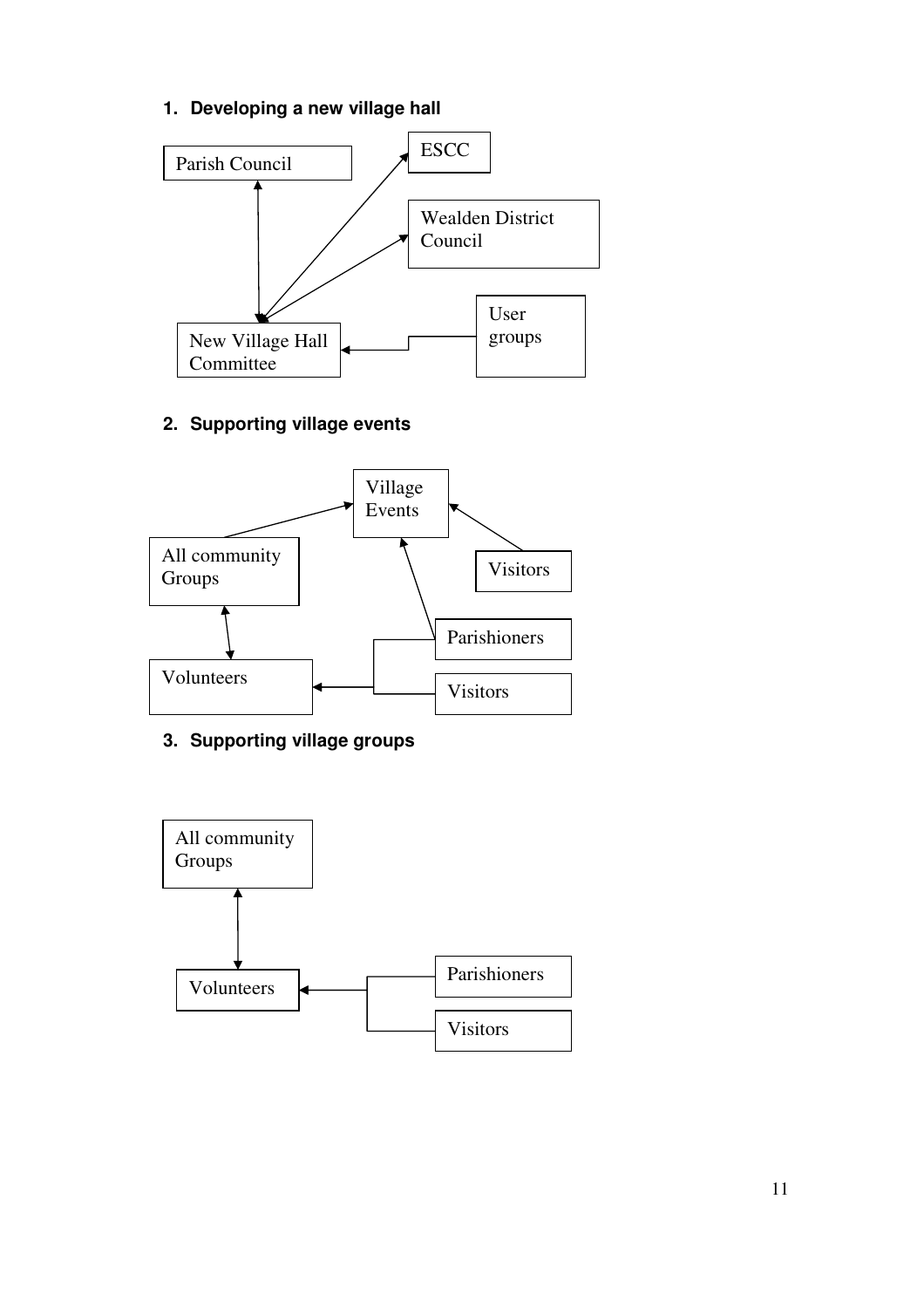1. **Developing a new village hall**

Parish Council

ESCC

Wealden District Council

User groups

New Village Hall Committee

2. **Supporting village events**

Village Events

All community Groups

Visitors

Parishioners

Volunteers

Visitors

3. **Supporting village groups**

All community Groups

Volunteers

Parishioners

Visitors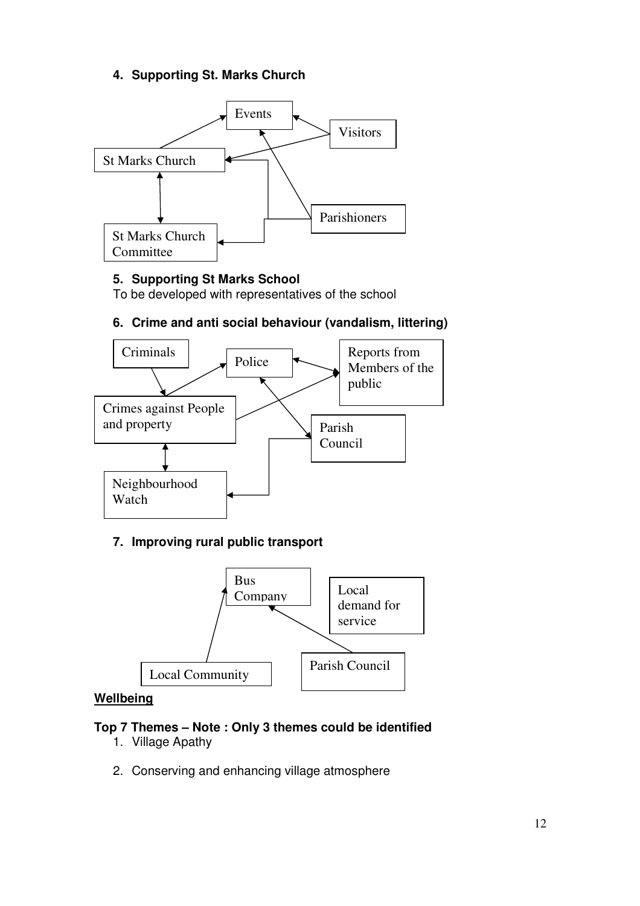4. **Supporting St. Marks Church**

Events

Visitors

St Marks Church

Parishioners

St Marks Church Committee

5. **Supporting St Marks School**

To be developed with representatives of the school

6. **Crime and anti social behaviour (vandalism, littering)**

Criminals

Police

Reports from Members of the public

Crimes against People and property

Parish Council

Neighbourhood Watch

7. **Improving rural public transport**

Bus Company

Local demand for service

Parish Council

Local Community

**Wellbeing**

**Top 7 Themes – Note : Only 3 themes could be identified**

1. Village Apathy
2. Conserving and enhancing village atmosphere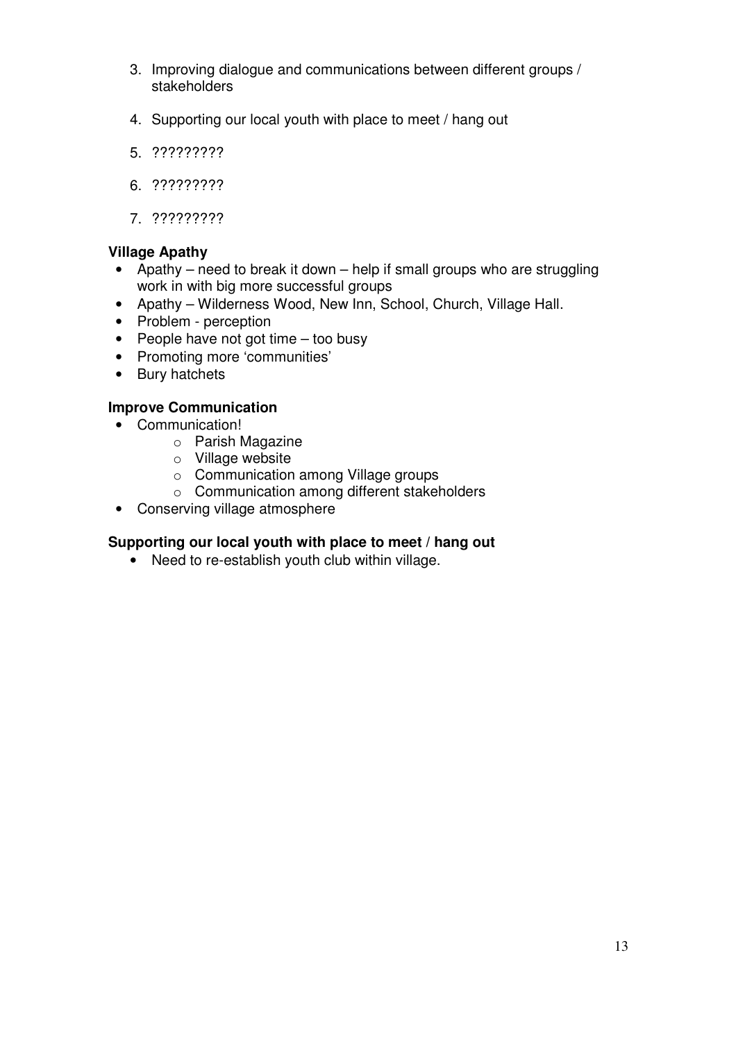3. Improving dialogue and communications between different groups / stakeholders

4. Supporting our local youth with place to meet / hang out

5. ?????????

6. ?????????

7. ?????????

**Village Apathy**

- Apathy – need to break it down – help if small groups who are struggling work in with big more successful groups
- Apathy – Wilderness Wood, New Inn, School, Church, Village Hall.
- Problem - perception
- People have not got time – too busy
- Promoting more 'communities'
- Bury hatchets

**Improve Communication**

- Communication!
    - Parish Magazine
    - Village website
    - Communication among Village groups
    - Communication among different stakeholders
- Conserving village atmosphere

**Supporting our local youth with place to meet / hang out**

- Need to re-establish youth club within village.